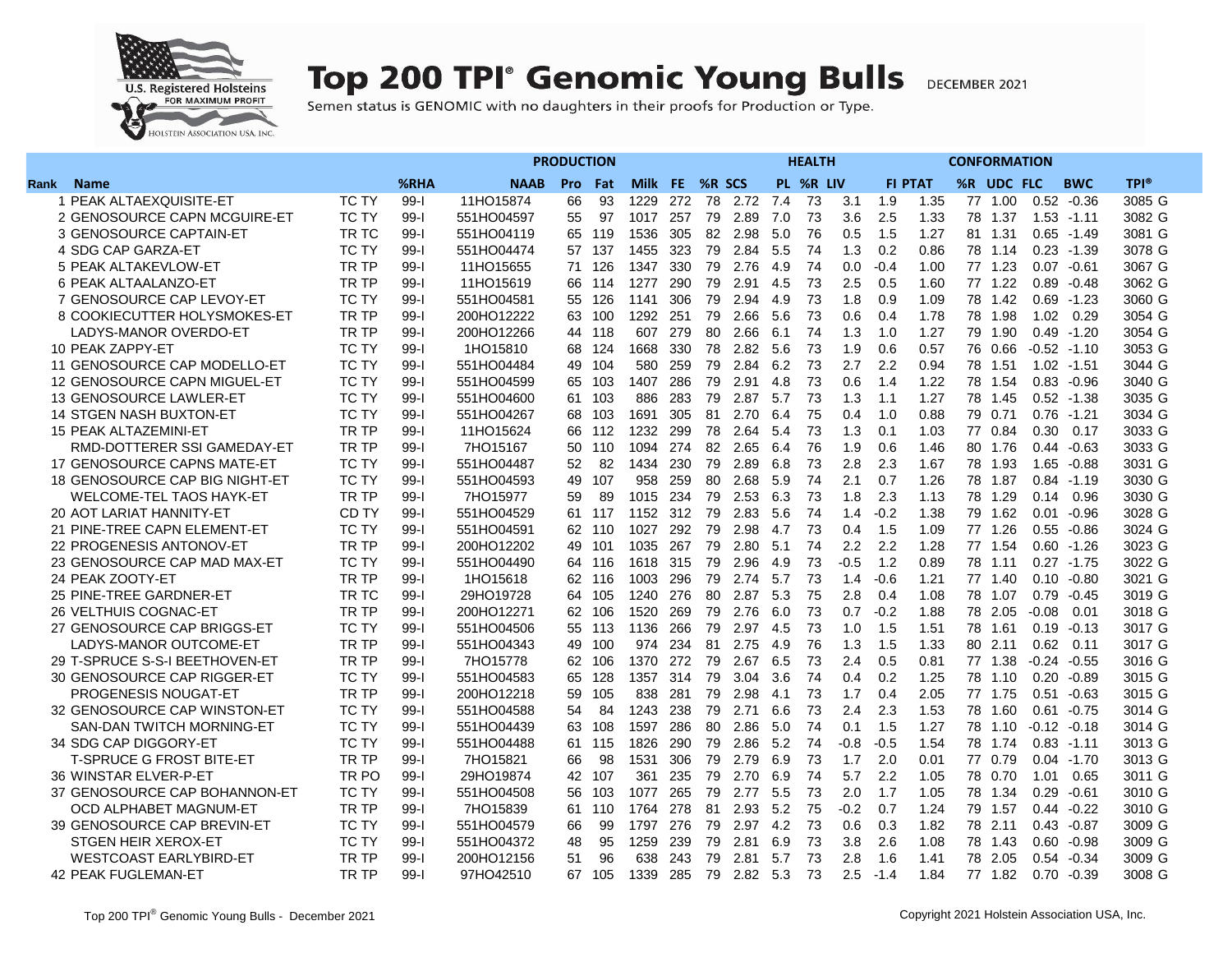# Top 200 TPI® Genomic Young Bulls

DECEMBER 2021

Semen status is GENOMIC with no daughters in their proofs for Production or Type.

| Rank | Name | | %RHA | NAAB | PRODUCTION | | | | HEALTH | | | | | | CONFORMATION | | | | | TPI® |
|---|---|---|---|---|---|---|---|---|---|---|---|---|---|---|---|---|---|---|---|---|
| | | | | | Pro | Fat | Milk | FE | %R | SCS | PL | %R | LIV | FI | PTAT | %R | UDC | FLC | BWC | |
| 1 | PEAK ALTAEXQUISITE-ET | TC TY | 99-I | 11HO15874 | 66 | 93 | 1229 | 272 | 78 | 2.72 | 7.4 | 73 | 3.1 | 1.9 | 1.35 | 77 | 1.00 | 0.52 | -0.36 | 3085 G |
| 2 | GENOSOURCE CAPN MCGUIRE-ET | TC TY | 99-I | 551HO04597 | 55 | 97 | 1017 | 257 | 79 | 2.89 | 7.0 | 73 | 3.6 | 2.5 | 1.33 | 78 | 1.37 | 1.53 | -1.11 | 3082 G |
| 3 | GENOSOURCE CAPTAIN-ET | TR TC | 99-I | 551HO04119 | 65 | 119 | 1536 | 305 | 82 | 2.98 | 5.0 | 76 | 0.5 | 1.5 | 1.27 | 81 | 1.31 | 0.65 | -1.49 | 3081 G |
| 4 | SDG CAP GARZA-ET | TC TY | 99-I | 551HO04474 | 57 | 137 | 1455 | 323 | 79 | 2.84 | 5.5 | 74 | 1.3 | 0.2 | 0.86 | 78 | 1.14 | 0.23 | -1.39 | 3078 G |
| 5 | PEAK ALTAKEVLOW-ET | TR TP | 99-I | 11HO15655 | 71 | 126 | 1347 | 330 | 79 | 2.76 | 4.9 | 74 | 0.0 | -0.4 | 1.00 | 77 | 1.23 | 0.07 | -0.61 | 3067 G |
| 6 | PEAK ALTAALANZO-ET | TR TP | 99-I | 11HO15619 | 66 | 114 | 1277 | 290 | 79 | 2.91 | 4.5 | 73 | 2.5 | 0.5 | 1.60 | 77 | 1.22 | 0.89 | -0.48 | 3062 G |
| 7 | GENOSOURCE CAP LEVOY-ET | TC TY | 99-I | 551HO04581 | 55 | 126 | 1141 | 306 | 79 | 2.94 | 4.9 | 73 | 1.8 | 0.9 | 1.09 | 78 | 1.42 | 0.69 | -1.23 | 3060 G |
| 8 | COOKIECUTTER HOLYSMOKES-ET | TR TP | 99-I | 200HO12222 | 63 | 100 | 1292 | 251 | 79 | 2.66 | 5.6 | 73 | 0.6 | 0.4 | 1.78 | 78 | 1.98 | 1.02 | 0.29 | 3054 G |
| | LADYS-MANOR OVERDO-ET | TR TP | 99-I | 200HO12266 | 44 | 118 | 607 | 279 | 80 | 2.66 | 6.1 | 74 | 1.3 | 1.0 | 1.27 | 79 | 1.90 | 0.49 | -1.20 | 3054 G |
| 10 | PEAK ZAPPY-ET | TC TY | 99-I | 1HO15810 | 68 | 124 | 1668 | 330 | 78 | 2.82 | 5.6 | 73 | 1.9 | 0.6 | 0.57 | 76 | 0.66 | -0.52 | -1.10 | 3053 G |
| 11 | GENOSOURCE CAP MODELLO-ET | TC TY | 99-I | 551HO04484 | 49 | 104 | 580 | 259 | 79 | 2.84 | 6.2 | 73 | 2.7 | 2.2 | 0.94 | 78 | 1.51 | 1.02 | -1.51 | 3044 G |
| 12 | GENOSOURCE CAPN MIGUEL-ET | TC TY | 99-I | 551HO04599 | 65 | 103 | 1407 | 286 | 79 | 2.91 | 4.8 | 73 | 0.6 | 1.4 | 1.22 | 78 | 1.54 | 0.83 | -0.96 | 3040 G |
| 13 | GENOSOURCE LAWLER-ET | TC TY | 99-I | 551HO04600 | 61 | 103 | 886 | 283 | 79 | 2.87 | 5.7 | 73 | 1.3 | 1.1 | 1.27 | 78 | 1.45 | 0.52 | -1.38 | 3035 G |
| 14 | STGEN NASH BUXTON-ET | TC TY | 99-I | 551HO04267 | 68 | 103 | 1691 | 305 | 81 | 2.70 | 6.4 | 75 | 0.4 | 1.0 | 0.88 | 79 | 0.71 | 0.76 | -1.21 | 3034 G |
| 15 | PEAK ALTAZEMINI-ET | TR TP | 99-I | 11HO15624 | 66 | 112 | 1232 | 299 | 78 | 2.64 | 5.4 | 73 | 1.3 | 0.1 | 1.03 | 77 | 0.84 | 0.30 | 0.17 | 3033 G |
| | RMD-DOTTERER SSI GAMEDAY-ET | TR TP | 99-I | 7HO15167 | 50 | 110 | 1094 | 274 | 82 | 2.65 | 6.4 | 76 | 1.9 | 0.6 | 1.46 | 80 | 1.76 | 0.44 | -0.63 | 3033 G |
| 17 | GENOSOURCE CAPNS MATE-ET | TC TY | 99-I | 551HO04487 | 52 | 82 | 1434 | 230 | 79 | 2.89 | 6.8 | 73 | 2.8 | 2.3 | 1.67 | 78 | 1.93 | 1.65 | -0.88 | 3031 G |
| 18 | GENOSOURCE CAP BIG NIGHT-ET | TC TY | 99-I | 551HO04593 | 49 | 107 | 958 | 259 | 80 | 2.68 | 5.9 | 74 | 2.1 | 0.7 | 1.26 | 78 | 1.87 | 0.84 | -1.19 | 3030 G |
| | WELCOME-TEL TAOS HAYK-ET | TR TP | 99-I | 7HO15977 | 59 | 89 | 1015 | 234 | 79 | 2.53 | 6.3 | 73 | 1.8 | 2.3 | 1.13 | 78 | 1.29 | 0.14 | 0.96 | 3030 G |
| 20 | AOT LARIAT HANNITY-ET | CD TY | 99-I | 551HO04529 | 61 | 117 | 1152 | 312 | 79 | 2.83 | 5.6 | 74 | 1.4 | -0.2 | 1.38 | 79 | 1.62 | 0.01 | -0.96 | 3028 G |
| 21 | PINE-TREE CAPN ELEMENT-ET | TC TY | 99-I | 551HO04591 | 62 | 110 | 1027 | 292 | 79 | 2.98 | 4.7 | 73 | 0.4 | 1.5 | 1.09 | 77 | 1.26 | 0.55 | -0.86 | 3024 G |
| 22 | PROGENESIS ANTONOV-ET | TR TP | 99-I | 200HO12202 | 49 | 101 | 1035 | 267 | 79 | 2.80 | 5.1 | 74 | 2.2 | 2.2 | 1.28 | 77 | 1.54 | 0.60 | -1.26 | 3023 G |
| 23 | GENOSOURCE CAP MAD MAX-ET | TC TY | 99-I | 551HO04490 | 64 | 116 | 1618 | 315 | 79 | 2.96 | 4.9 | 73 | -0.5 | 1.2 | 0.89 | 78 | 1.11 | 0.27 | -1.75 | 3022 G |
| 24 | PEAK ZOOTY-ET | TR TP | 99-I | 1HO15618 | 62 | 116 | 1003 | 296 | 79 | 2.74 | 5.7 | 73 | 1.4 | -0.6 | 1.21 | 77 | 1.40 | 0.10 | -0.80 | 3021 G |
| 25 | PINE-TREE GARDNER-ET | TR TC | 99-I | 29HO19728 | 64 | 105 | 1240 | 276 | 80 | 2.87 | 5.3 | 75 | 2.8 | 0.4 | 1.08 | 78 | 1.07 | 0.79 | -0.45 | 3019 G |
| 26 | VELTHUIS COGNAC-ET | TR TP | 99-I | 200HO12271 | 62 | 106 | 1520 | 269 | 79 | 2.76 | 6.0 | 73 | 0.7 | -0.2 | 1.88 | 78 | 2.05 | -0.08 | 0.01 | 3018 G |
| 27 | GENOSOURCE CAP BRIGGS-ET | TC TY | 99-I | 551HO04506 | 55 | 113 | 1136 | 266 | 79 | 2.97 | 4.5 | 73 | 1.0 | 1.5 | 1.51 | 78 | 1.61 | 0.19 | -0.13 | 3017 G |
| | LADYS-MANOR OUTCOME-ET | TR TP | 99-I | 551HO04343 | 49 | 100 | 974 | 234 | 81 | 2.75 | 4.9 | 76 | 1.3 | 1.5 | 1.33 | 80 | 2.11 | 0.62 | 0.11 | 3017 G |
| 29 | T-SPRUCE S-S-I BEETHOVEN-ET | TR TP | 99-I | 7HO15778 | 62 | 106 | 1370 | 272 | 79 | 2.67 | 6.5 | 73 | 2.4 | 0.5 | 0.81 | 77 | 1.38 | -0.24 | -0.55 | 3016 G |
| 30 | GENOSOURCE CAP RIGGER-ET | TC TY | 99-I | 551HO04583 | 65 | 128 | 1357 | 314 | 79 | 3.04 | 3.6 | 74 | 0.4 | 0.2 | 1.25 | 78 | 1.10 | 0.20 | -0.89 | 3015 G |
| | PROGENESIS NOUGAT-ET | TR TP | 99-I | 200HO12218 | 59 | 105 | 838 | 281 | 79 | 2.98 | 4.1 | 73 | 1.7 | 0.4 | 2.05 | 77 | 1.75 | 0.51 | -0.63 | 3015 G |
| 32 | GENOSOURCE CAP WINSTON-ET | TC TY | 99-I | 551HO04588 | 54 | 84 | 1243 | 238 | 79 | 2.71 | 6.6 | 73 | 2.4 | 2.3 | 1.53 | 78 | 1.60 | 0.61 | -0.75 | 3014 G |
| | SAN-DAN TWITCH MORNING-ET | TC TY | 99-I | 551HO04439 | 63 | 108 | 1597 | 286 | 80 | 2.86 | 5.0 | 74 | 0.1 | 1.5 | 1.27 | 78 | 1.10 | -0.12 | -0.18 | 3014 G |
| 34 | SDG CAP DIGGORY-ET | TC TY | 99-I | 551HO04488 | 61 | 115 | 1826 | 290 | 79 | 2.86 | 5.2 | 74 | -0.8 | -0.5 | 1.54 | 78 | 1.74 | 0.83 | -1.11 | 3013 G |
| | T-SPRUCE G FROST BITE-ET | TR TP | 99-I | 7HO15821 | 66 | 98 | 1531 | 306 | 79 | 2.79 | 6.9 | 73 | 1.7 | 2.0 | 0.01 | 77 | 0.79 | 0.04 | -1.70 | 3013 G |
| 36 | WINSTAR ELVER-P-ET | TR PO | 99-I | 29HO19874 | 42 | 107 | 361 | 235 | 79 | 2.70 | 6.9 | 74 | 5.7 | 2.2 | 1.05 | 78 | 0.70 | 1.01 | 0.65 | 3011 G |
| 37 | GENOSOURCE CAP BOHANNON-ET | TC TY | 99-I | 551HO04508 | 56 | 103 | 1077 | 265 | 79 | 2.77 | 5.5 | 73 | 2.0 | 1.7 | 1.05 | 78 | 1.34 | 0.29 | -0.61 | 3010 G |
| | OCD ALPHABET MAGNUM-ET | TR TP | 99-I | 7HO15839 | 61 | 110 | 1764 | 278 | 81 | 2.93 | 5.2 | 75 | -0.2 | 0.7 | 1.24 | 79 | 1.57 | 0.44 | -0.22 | 3010 G |
| 39 | GENOSOURCE CAP BREVIN-ET | TC TY | 99-I | 551HO04579 | 66 | 99 | 1797 | 276 | 79 | 2.97 | 4.2 | 73 | 0.6 | 0.3 | 1.82 | 78 | 2.11 | 0.43 | -0.87 | 3009 G |
| | STGEN HEIR XEROX-ET | TC TY | 99-I | 551HO04372 | 48 | 95 | 1259 | 239 | 79 | 2.81 | 6.9 | 73 | 3.8 | 2.6 | 1.08 | 78 | 1.43 | 0.60 | -0.98 | 3009 G |
| | WESTCOAST EARLYBIRD-ET | TR TP | 99-I | 200HO12156 | 51 | 96 | 638 | 243 | 79 | 2.81 | 5.7 | 73 | 2.8 | 1.6 | 1.41 | 78 | 2.05 | 0.54 | -0.34 | 3009 G |
| 42 | PEAK FUGLEMAN-ET | TR TP | 99-I | 97HO42510 | 67 | 105 | 1339 | 285 | 79 | 2.82 | 5.3 | 73 | 2.5 | -1.4 | 1.84 | 77 | 1.82 | 0.70 | -0.39 | 3008 G |

Copyright 2021 Holstein Association USA, Inc.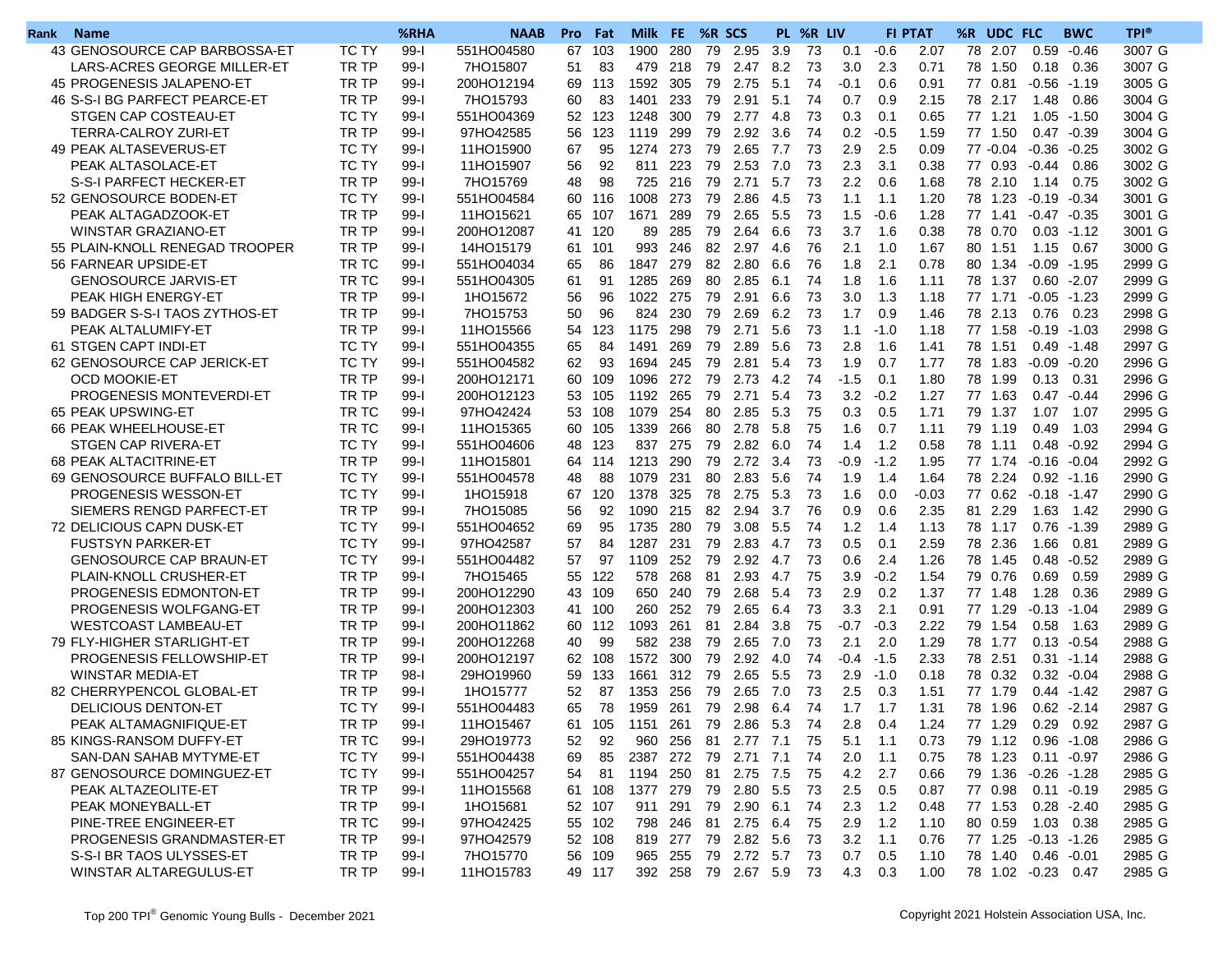| Rank | Name | | %RHA | NAAB | Pro | Fat | Milk | FE | %R | SCS | PL | %R | LIV | FI | PTAT | %R | UDC | FLC | BWC | TPI® |
|---|---|---|---|---|---|---|---|---|---|---|---|---|---|---|---|---|---|---|---|---|
| 43 | GENOSOURCE CAP BARBOSSA-ET | TC TY | 99-I | 551HO04580 | 67 | 103 | 1900 | 280 | 79 | 2.95 | 3.9 | 73 | 0.1 | -0.6 | 2.07 | 78 | 2.07 | 0.59 | -0.46 | 3007 G |
| | LARS-ACRES GEORGE MILLER-ET | TR TP | 99-I | 7HO15807 | 51 | 83 | 479 | 218 | 79 | 2.47 | 8.2 | 73 | 3.0 | 2.3 | 0.71 | 78 | 1.50 | 0.18 | 0.36 | 3007 G |
| 45 | PROGENESIS JALAPENO-ET | TR TP | 99-I | 200HO12194 | 69 | 113 | 1592 | 305 | 79 | 2.75 | 5.1 | 74 | -0.1 | 0.6 | 0.91 | 77 | 0.81 | -0.56 | -1.19 | 3005 G |
| 46 | S-S-I BG PARFECT PEARCE-ET | TR TP | 99-I | 7HO15793 | 60 | 83 | 1401 | 233 | 79 | 2.91 | 5.1 | 74 | 0.7 | 0.9 | 2.15 | 78 | 2.17 | 1.48 | 0.86 | 3004 G |
| | STGEN CAP COSTEAU-ET | TC TY | 99-I | 551HO04369 | 52 | 123 | 1248 | 300 | 79 | 2.77 | 4.8 | 73 | 0.3 | 0.1 | 0.65 | 77 | 1.21 | 1.05 | -1.50 | 3004 G |
| | TERRA-CALROY ZURI-ET | TR TP | 99-I | 97HO42585 | 56 | 123 | 1119 | 299 | 79 | 2.92 | 3.6 | 74 | 0.2 | -0.5 | 1.59 | 77 | 1.50 | 0.47 | -0.39 | 3004 G |
| 49 | PEAK ALTASEVERUS-ET | TC TY | 99-I | 11HO15900 | 67 | 95 | 1274 | 273 | 79 | 2.65 | 7.7 | 73 | 2.9 | 2.5 | 0.09 | 77 | -0.04 | -0.36 | -0.25 | 3002 G |
| | PEAK ALTASOLACE-ET | TC TY | 99-I | 11HO15907 | 56 | 92 | 811 | 223 | 79 | 2.53 | 7.0 | 73 | 2.3 | 3.1 | 0.38 | 77 | 0.93 | -0.44 | 0.86 | 3002 G |
| | S-S-I PARFECT HECKER-ET | TR TP | 99-I | 7HO15769 | 48 | 98 | 725 | 216 | 79 | 2.71 | 5.7 | 73 | 2.2 | 0.6 | 1.68 | 78 | 2.10 | 1.14 | 0.75 | 3002 G |
| 52 | GENOSOURCE BODEN-ET | TC TY | 99-I | 551HO04584 | 60 | 116 | 1008 | 273 | 79 | 2.86 | 4.5 | 73 | 1.1 | 1.1 | 1.20 | 78 | 1.23 | -0.19 | -0.34 | 3001 G |
| | PEAK ALTAGADZOOK-ET | TR TP | 99-I | 11HO15621 | 65 | 107 | 1671 | 289 | 79 | 2.65 | 5.5 | 73 | 1.5 | -0.6 | 1.28 | 77 | 1.41 | -0.47 | -0.35 | 3001 G |
| | WINSTAR GRAZIANO-ET | TR TP | 99-I | 200HO12087 | 41 | 120 | 89 | 285 | 79 | 2.64 | 6.6 | 73 | 3.7 | 1.6 | 0.38 | 78 | 0.70 | 0.03 | -1.12 | 3001 G |
| 55 | PLAIN-KNOLL RENEGAD TROOPER | TR TP | 99-I | 14HO15179 | 61 | 101 | 993 | 246 | 82 | 2.97 | 4.6 | 76 | 2.1 | 1.0 | 1.67 | 80 | 1.51 | 1.15 | 0.67 | 3000 G |
| 56 | FARNEAR UPSIDE-ET | TR TC | 99-I | 551HO04034 | 65 | 86 | 1847 | 279 | 82 | 2.80 | 6.6 | 76 | 1.8 | 2.1 | 0.78 | 80 | 1.34 | -0.09 | -1.95 | 2999 G |
| | GENOSOURCE JARVIS-ET | TR TC | 99-I | 551HO04305 | 61 | 91 | 1285 | 269 | 80 | 2.85 | 6.1 | 74 | 1.8 | 1.6 | 1.11 | 78 | 1.37 | 0.60 | -2.07 | 2999 G |
| | PEAK HIGH ENERGY-ET | TR TP | 99-I | 1HO15672 | 56 | 96 | 1022 | 275 | 79 | 2.91 | 6.6 | 73 | 3.0 | 1.3 | 1.18 | 77 | 1.71 | -0.05 | -1.23 | 2999 G |
| 59 | BADGER S-S-I TAOS ZYTHOS-ET | TR TP | 99-I | 7HO15753 | 50 | 96 | 824 | 230 | 79 | 2.69 | 6.2 | 73 | 1.7 | 0.9 | 1.46 | 78 | 2.13 | 0.76 | 0.23 | 2998 G |
| | PEAK ALTALUMIFY-ET | TR TP | 99-I | 11HO15566 | 54 | 123 | 1175 | 298 | 79 | 2.71 | 5.6 | 73 | 1.1 | -1.0 | 1.18 | 77 | 1.58 | -0.19 | -1.03 | 2998 G |
| 61 | STGEN CAPT INDI-ET | TC TY | 99-I | 551HO04355 | 65 | 84 | 1491 | 269 | 79 | 2.89 | 5.6 | 73 | 2.8 | 1.6 | 1.41 | 78 | 1.51 | 0.49 | -1.48 | 2997 G |
| 62 | GENOSOURCE CAP JERICK-ET | TC TY | 99-I | 551HO04582 | 62 | 93 | 1694 | 245 | 79 | 2.81 | 5.4 | 73 | 1.9 | 0.7 | 1.77 | 78 | 1.83 | -0.09 | -0.20 | 2996 G |
| | OCD MOOKIE-ET | TR TP | 99-I | 200HO12171 | 60 | 109 | 1096 | 272 | 79 | 2.73 | 4.2 | 74 | -1.5 | 0.1 | 1.80 | 78 | 1.99 | 0.13 | 0.31 | 2996 G |
| | PROGENESIS MONTEVERDI-ET | TR TP | 99-I | 200HO12123 | 53 | 105 | 1192 | 265 | 79 | 2.71 | 5.4 | 73 | 3.2 | -0.2 | 1.27 | 77 | 1.63 | 0.47 | -0.44 | 2996 G |
| 65 | PEAK UPSWING-ET | TR TC | 99-I | 97HO42424 | 53 | 108 | 1079 | 254 | 80 | 2.85 | 5.3 | 75 | 0.3 | 0.5 | 1.71 | 79 | 1.37 | 1.07 | 1.07 | 2995 G |
| 66 | PEAK WHEELHOUSE-ET | TR TC | 99-I | 11HO15365 | 60 | 105 | 1339 | 266 | 80 | 2.78 | 5.8 | 75 | 1.6 | 0.7 | 1.11 | 79 | 1.19 | 0.49 | 1.03 | 2994 G |
| | STGEN CAP RIVERA-ET | TC TY | 99-I | 551HO04606 | 48 | 123 | 837 | 275 | 79 | 2.82 | 6.0 | 74 | 1.4 | 1.2 | 0.58 | 78 | 1.11 | 0.48 | -0.92 | 2994 G |
| 68 | PEAK ALTACITRINE-ET | TR TP | 99-I | 11HO15801 | 64 | 114 | 1213 | 290 | 79 | 2.72 | 3.4 | 73 | -0.9 | -1.2 | 1.95 | 77 | 1.74 | -0.16 | -0.04 | 2992 G |
| 69 | GENOSOURCE BUFFALO BILL-ET | TC TY | 99-I | 551HO04578 | 48 | 88 | 1079 | 231 | 80 | 2.83 | 5.6 | 74 | 1.9 | 1.4 | 1.64 | 78 | 2.24 | 0.92 | -1.16 | 2990 G |
| | PROGENESIS WESSON-ET | TC TY | 99-I | 1HO15918 | 67 | 120 | 1378 | 325 | 78 | 2.75 | 5.3 | 73 | 1.6 | 0.0 | -0.03 | 77 | 0.62 | -0.18 | -1.47 | 2990 G |
| | SIEMERS RENGD PARFECT-ET | TR TP | 99-I | 7HO15085 | 56 | 92 | 1090 | 215 | 82 | 2.94 | 3.7 | 76 | 0.9 | 0.6 | 2.35 | 81 | 2.29 | 1.63 | 1.42 | 2990 G |
| 72 | DELICIOUS CAPN DUSK-ET | TC TY | 99-I | 551HO04652 | 69 | 95 | 1735 | 280 | 79 | 3.08 | 5.5 | 74 | 1.2 | 1.4 | 1.13 | 78 | 1.17 | 0.76 | -1.39 | 2989 G |
| | FUSTSYN PARKER-ET | TC TY | 99-I | 97HO42587 | 57 | 84 | 1287 | 231 | 79 | 2.83 | 4.7 | 73 | 0.5 | 0.1 | 2.59 | 78 | 2.36 | 1.66 | 0.81 | 2989 G |
| | GENOSOURCE CAP BRAUN-ET | TC TY | 99-I | 551HO04482 | 57 | 97 | 1109 | 252 | 79 | 2.92 | 4.7 | 73 | 0.6 | 2.4 | 1.26 | 78 | 1.45 | 0.48 | -0.52 | 2989 G |
| | PLAIN-KNOLL CRUSHER-ET | TR TP | 99-I | 7HO15465 | 55 | 122 | 578 | 268 | 81 | 2.93 | 4.7 | 75 | 3.9 | -0.2 | 1.54 | 79 | 0.76 | 0.69 | 0.59 | 2989 G |
| | PROGENESIS EDMONTON-ET | TR TP | 99-I | 200HO12290 | 43 | 109 | 650 | 240 | 79 | 2.68 | 5.4 | 73 | 2.9 | 0.2 | 1.37 | 77 | 1.48 | 1.28 | 0.36 | 2989 G |
| | PROGENESIS WOLFGANG-ET | TR TP | 99-I | 200HO12303 | 41 | 100 | 260 | 252 | 79 | 2.65 | 6.4 | 73 | 3.3 | 2.1 | 0.91 | 77 | 1.29 | -0.13 | -1.04 | 2989 G |
| | WESTCOAST LAMBEAU-ET | TR TP | 99-I | 200HO11862 | 60 | 112 | 1093 | 261 | 81 | 2.84 | 3.8 | 75 | -0.7 | -0.3 | 2.22 | 79 | 1.54 | 0.58 | 1.63 | 2989 G |
| 79 | FLY-HIGHER STARLIGHT-ET | TR TP | 99-I | 200HO12268 | 40 | 99 | 582 | 238 | 79 | 2.65 | 7.0 | 73 | 2.1 | 2.0 | 1.29 | 78 | 1.77 | 0.13 | -0.54 | 2988 G |
| | PROGENESIS FELLOWSHIP-ET | TR TP | 99-I | 200HO12197 | 62 | 108 | 1572 | 300 | 79 | 2.92 | 4.0 | 74 | -0.4 | -1.5 | 2.33 | 78 | 2.51 | 0.31 | -1.14 | 2988 G |
| | WINSTAR MEDIA-ET | TR TP | 98-I | 29HO19960 | 59 | 133 | 1661 | 312 | 79 | 2.65 | 5.5 | 73 | 2.9 | -1.0 | 0.18 | 78 | 0.32 | 0.32 | -0.04 | 2988 G |
| 82 | CHERRYPENCOL GLOBAL-ET | TR TP | 99-I | 1HO15777 | 52 | 87 | 1353 | 256 | 79 | 2.65 | 7.0 | 73 | 2.5 | 0.3 | 1.51 | 77 | 1.79 | 0.44 | -1.42 | 2987 G |
| | DELICIOUS DENTON-ET | TC TY | 99-I | 551HO04483 | 65 | 78 | 1959 | 261 | 79 | 2.98 | 6.4 | 74 | 1.7 | 1.7 | 1.31 | 78 | 1.96 | 0.62 | -2.14 | 2987 G |
| | PEAK ALTAMAGNIFIQUE-ET | TR TP | 99-I | 11HO15467 | 61 | 105 | 1151 | 261 | 79 | 2.86 | 5.3 | 74 | 2.8 | 0.4 | 1.24 | 77 | 1.29 | 0.29 | 0.92 | 2987 G |
| 85 | KINGS-RANSOM DUFFY-ET | TR TC | 99-I | 29HO19773 | 52 | 92 | 960 | 256 | 81 | 2.77 | 7.1 | 75 | 5.1 | 1.1 | 0.73 | 79 | 1.12 | 0.96 | -1.08 | 2986 G |
| | SAN-DAN SAHAB MYTYME-ET | TC TY | 99-I | 551HO04438 | 69 | 85 | 2387 | 272 | 79 | 2.71 | 7.1 | 74 | 2.0 | 1.1 | 0.75 | 78 | 1.23 | 0.11 | -0.97 | 2986 G |
| 87 | GENOSOURCE DOMINGUEZ-ET | TC TY | 99-I | 551HO04257 | 54 | 81 | 1194 | 250 | 81 | 2.75 | 7.5 | 75 | 4.2 | 2.7 | 0.66 | 79 | 1.36 | -0.26 | -1.28 | 2985 G |
| | PEAK ALTAZEOLITE-ET | TR TP | 99-I | 11HO15568 | 61 | 108 | 1377 | 279 | 79 | 2.80 | 5.5 | 73 | 2.5 | 0.5 | 0.87 | 77 | 0.98 | 0.11 | -0.19 | 2985 G |
| | PEAK MONEYBALL-ET | TR TP | 99-I | 1HO15681 | 52 | 107 | 911 | 291 | 79 | 2.90 | 6.1 | 74 | 2.3 | 1.2 | 0.48 | 77 | 1.53 | 0.28 | -2.40 | 2985 G |
| | PINE-TREE ENGINEER-ET | TR TC | 99-I | 97HO42425 | 55 | 102 | 798 | 246 | 81 | 2.75 | 6.4 | 75 | 2.9 | 1.2 | 1.10 | 80 | 0.59 | 1.03 | 0.38 | 2985 G |
| | PROGENESIS GRANDMASTER-ET | TR TP | 99-I | 97HO42579 | 52 | 108 | 819 | 277 | 79 | 2.82 | 5.6 | 73 | 3.2 | 1.1 | 0.76 | 77 | 1.25 | -0.13 | -1.26 | 2985 G |
| | S-S-I BR TAOS ULYSSES-ET | TR TP | 99-I | 7HO15770 | 56 | 109 | 965 | 255 | 79 | 2.72 | 5.7 | 73 | 0.7 | 0.5 | 1.10 | 78 | 1.40 | 0.46 | -0.01 | 2985 G |
| | WINSTAR ALTAREGULUS-ET | TR TP | 99-I | 11HO15783 | 49 | 117 | 392 | 258 | 79 | 2.67 | 5.9 | 73 | 4.3 | 0.3 | 1.00 | 78 | 1.02 | -0.23 | 0.47 | 2985 G |

Top 200 TPI® Genomic Young Bulls - December 2021

Copyright 2021 Holstein Association USA, Inc.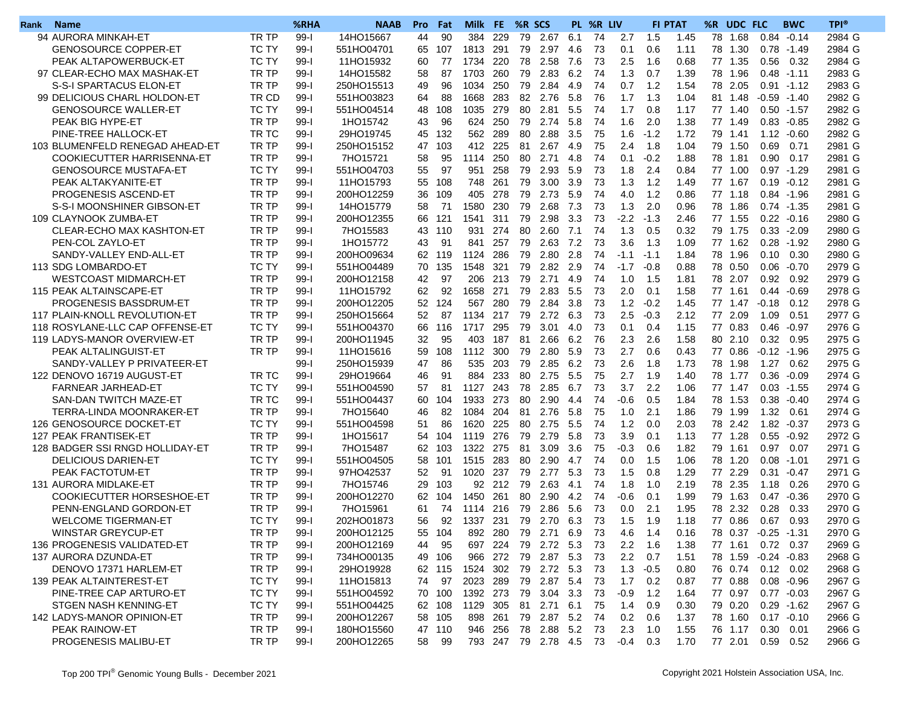| Rank | Name | | %RHA | NAAB | Pro | Fat | Milk | FE | %R | SCS | PL | %R | LIV | FI | PTAT | %R | UDC | FLC | BWC | TPI® |
|---|---|---|---|---|---|---|---|---|---|---|---|---|---|---|---|---|---|---|---|---|
| 94 | AURORA MINKAH-ET | TR TP | 99-I | 14HO15667 | 44 | 90 | 384 | 229 | 79 | 2.67 | 6.1 | 74 | 2.7 | 1.5 | 1.45 | 78 | 1.68 | 0.84 | -0.14 | 2984 G |
| | GENOSOURCE COPPER-ET | TC TY | 99-I | 551HO04701 | 65 | 107 | 1813 | 291 | 79 | 2.97 | 4.6 | 73 | 0.1 | 0.6 | 1.11 | 78 | 1.30 | 0.78 | -1.49 | 2984 G |
| | PEAK ALTAPOWERBUCK-ET | TC TY | 99-I | 11HO15932 | 60 | 77 | 1734 | 220 | 78 | 2.58 | 7.6 | 73 | 2.5 | 1.6 | 0.68 | 77 | 1.35 | 0.56 | 0.32 | 2984 G |
| 97 | CLEAR-ECHO MAX MASHAK-ET | TR TP | 99-I | 14HO15582 | 58 | 87 | 1703 | 260 | 79 | 2.83 | 6.2 | 74 | 1.3 | 0.7 | 1.39 | 78 | 1.96 | 0.48 | -1.11 | 2983 G |
| | S-S-I SPARTACUS ELON-ET | TR TP | 99-I | 250HO15513 | 49 | 96 | 1034 | 250 | 79 | 2.84 | 4.9 | 74 | 0.7 | 1.2 | 1.54 | 78 | 2.05 | 0.91 | -1.12 | 2983 G |
| 99 | DELICIOUS CHARL HOLDON-ET | TR CD | 99-I | 551HO03823 | 64 | 88 | 1668 | 283 | 82 | 2.76 | 5.8 | 76 | 1.7 | 1.3 | 1.04 | 81 | 1.48 | -0.59 | -1.40 | 2982 G |
| | GENOSOURCE WALLER-ET | TC TY | 99-I | 551HO04514 | 48 | 108 | 1035 | 279 | 80 | 2.81 | 5.5 | 74 | 1.7 | 0.8 | 1.17 | 77 | 1.40 | 0.50 | -1.57 | 2982 G |
| | PEAK BIG HYPE-ET | TR TP | 99-I | 1HO15742 | 43 | 96 | 624 | 250 | 79 | 2.74 | 5.8 | 74 | 1.6 | 2.0 | 1.38 | 77 | 1.49 | 0.83 | -0.85 | 2982 G |
| | PINE-TREE HALLOCK-ET | TR TC | 99-I | 29HO19745 | 45 | 132 | 562 | 289 | 80 | 2.88 | 3.5 | 75 | 1.6 | -1.2 | 1.72 | 79 | 1.41 | 1.12 | -0.60 | 2982 G |
| 103 | BLUMENFELD RENEGAD AHEAD-ET | TR TP | 99-I | 250HO15152 | 47 | 103 | 412 | 225 | 81 | 2.67 | 4.9 | 75 | 2.4 | 1.8 | 1.04 | 79 | 1.50 | 0.69 | 0.71 | 2981 G |
| | COOKIECUTTER HARRISENNA-ET | TR TP | 99-I | 7HO15721 | 58 | 95 | 1114 | 250 | 80 | 2.71 | 4.8 | 74 | 0.1 | -0.2 | 1.88 | 78 | 1.81 | 0.90 | 0.17 | 2981 G |
| | GENOSOURCE MUSTAFA-ET | TC TY | 99-I | 551HO04703 | 55 | 97 | 951 | 258 | 79 | 2.93 | 5.9 | 73 | 1.8 | 2.4 | 0.84 | 77 | 1.00 | 0.97 | -1.29 | 2981 G |
| | PEAK ALTAKYANITE-ET | TR TP | 99-I | 11HO15793 | 55 | 108 | 748 | 261 | 79 | 3.00 | 3.9 | 73 | 1.3 | 1.2 | 1.49 | 77 | 1.67 | 0.19 | -0.12 | 2981 G |
| | PROGENESIS ASCEND-ET | TR TP | 99-I | 200HO12259 | 36 | 109 | 405 | 278 | 79 | 2.73 | 5.9 | 74 | 4.0 | 1.2 | 0.86 | 77 | 1.18 | 0.84 | -1.96 | 2981 G |
| | S-S-I MOONSHINER GIBSON-ET | TR TP | 99-I | 14HO15779 | 58 | 71 | 1580 | 230 | 79 | 2.68 | 7.3 | 73 | 1.3 | 2.0 | 0.96 | 78 | 1.86 | 0.74 | -1.35 | 2981 G |
| 109 | CLAYNOOK ZUMBA-ET | TR TP | 99-I | 200HO12355 | 66 | 121 | 1541 | 311 | 79 | 2.98 | 3.3 | 73 | -2.2 | -1.3 | 2.46 | 77 | 1.55 | 0.22 | -0.16 | 2980 G |
| | CLEAR-ECHO MAX KASHTON-ET | TR TP | 99-I | 7HO15583 | 43 | 110 | 931 | 274 | 80 | 2.60 | 7.1 | 74 | 1.3 | 0.5 | 0.32 | 79 | 1.75 | 0.33 | -2.09 | 2980 G |
| | PEN-COL ZAYLO-ET | TR TP | 99-I | 1HO15772 | 43 | 91 | 841 | 257 | 79 | 2.63 | 7.2 | 73 | 3.6 | 1.3 | 1.09 | 77 | 1.62 | 0.28 | -1.92 | 2980 G |
| | SANDY-VALLEY END-ALL-ET | TR TP | 99-I | 200HO09634 | 62 | 119 | 1124 | 286 | 79 | 2.80 | 2.8 | 74 | -1.1 | -1.1 | 1.84 | 78 | 1.96 | 0.10 | 0.30 | 2980 G |
| 113 | SDG LOMBARDO-ET | TC TY | 99-I | 551HO04489 | 70 | 135 | 1548 | 321 | 79 | 2.82 | 2.9 | 74 | -1.7 | -0.8 | 0.88 | 78 | 0.50 | 0.06 | -0.70 | 2979 G |
| | WESTCOAST MIDMARCH-ET | TR TP | 99-I | 200HO12158 | 42 | 97 | 206 | 213 | 79 | 2.71 | 4.9 | 74 | 1.0 | 1.5 | 1.81 | 78 | 2.07 | 0.92 | 0.92 | 2979 G |
| 115 | PEAK ALTAINSCAPE-ET | TR TP | 99-I | 11HO15792 | 62 | 92 | 1658 | 271 | 79 | 2.83 | 5.5 | 73 | 2.0 | 0.1 | 1.58 | 77 | 1.61 | 0.44 | -0.69 | 2978 G |
| | PROGENESIS BASSDRUM-ET | TR TP | 99-I | 200HO12205 | 52 | 124 | 567 | 280 | 79 | 2.84 | 3.8 | 73 | 1.2 | -0.2 | 1.45 | 77 | 1.47 | -0.18 | 0.12 | 2978 G |
| 117 | PLAIN-KNOLL REVOLUTION-ET | TR TP | 99-I | 250HO15664 | 52 | 87 | 1134 | 217 | 79 | 2.72 | 6.3 | 73 | 2.5 | -0.3 | 2.12 | 77 | 2.09 | 1.09 | 0.51 | 2977 G |
| 118 | ROSYLANE-LLC CAP OFFENSE-ET | TC TY | 99-I | 551HO04370 | 66 | 116 | 1717 | 295 | 79 | 3.01 | 4.0 | 73 | 0.1 | 0.4 | 1.15 | 77 | 0.83 | 0.46 | -0.97 | 2976 G |
| 119 | LADYS-MANOR OVERVIEW-ET | TR TP | 99-I | 200HO11945 | 32 | 95 | 403 | 187 | 81 | 2.66 | 6.2 | 76 | 2.3 | 2.6 | 1.58 | 80 | 2.10 | 0.32 | 0.95 | 2975 G |
| | PEAK ALTALINGUIST-ET | TR TP | 99-I | 11HO15616 | 59 | 108 | 1112 | 300 | 79 | 2.80 | 5.9 | 73 | 2.7 | 0.6 | 0.43 | 77 | 0.86 | -0.12 | -1.96 | 2975 G |
| | SANDY-VALLEY P PRIVATEER-ET | | 99-I | 250HO15939 | 47 | 86 | 535 | 203 | 79 | 2.85 | 6.2 | 73 | 2.6 | 1.8 | 1.73 | 78 | 1.98 | 1.27 | 0.62 | 2975 G |
| 122 | DENOVO 16719 AUGUST-ET | TR TC | 99-I | 29HO19664 | 46 | 91 | 884 | 233 | 80 | 2.75 | 5.5 | 75 | 2.7 | 1.9 | 1.40 | 78 | 1.77 | 0.36 | -0.09 | 2974 G |
| | FARNEAR JARHEAD-ET | TC TY | 99-I | 551HO04590 | 57 | 81 | 1127 | 243 | 78 | 2.85 | 6.7 | 73 | 3.7 | 2.2 | 1.06 | 77 | 1.47 | 0.03 | -1.55 | 2974 G |
| | SAN-DAN TWITCH MAZE-ET | TR TC | 99-I | 551HO04437 | 60 | 104 | 1933 | 273 | 80 | 2.90 | 4.4 | 74 | -0.6 | 0.5 | 1.84 | 78 | 1.53 | 0.38 | -0.40 | 2974 G |
| | TERRA-LINDA MOONRAKER-ET | TR TP | 99-I | 7HO15640 | 46 | 82 | 1084 | 204 | 81 | 2.76 | 5.8 | 75 | 1.0 | 2.1 | 1.86 | 79 | 1.99 | 1.32 | 0.61 | 2974 G |
| 126 | GENOSOURCE DOCKET-ET | TC TY | 99-I | 551HO04598 | 51 | 86 | 1620 | 225 | 80 | 2.75 | 5.5 | 74 | 1.2 | 0.0 | 2.03 | 78 | 2.42 | 1.82 | -0.37 | 2973 G |
| 127 | PEAK FRANTISEK-ET | TR TP | 99-I | 1HO15617 | 54 | 104 | 1119 | 276 | 79 | 2.79 | 5.8 | 73 | 3.9 | 0.1 | 1.13 | 77 | 1.28 | 0.55 | -0.92 | 2972 G |
| 128 | BADGER SSI RNGD HOLLIDAY-ET | TR TP | 99-I | 7HO15487 | 62 | 103 | 1322 | 275 | 81 | 3.09 | 3.6 | 75 | -0.3 | 0.6 | 1.82 | 79 | 1.61 | 0.97 | 0.07 | 2971 G |
| | DELICIOUS DARIEN-ET | TC TY | 99-I | 551HO04505 | 58 | 101 | 1515 | 283 | 80 | 2.90 | 4.7 | 74 | 0.0 | 1.5 | 1.06 | 78 | 1.20 | 0.08 | -1.01 | 2971 G |
| | PEAK FACTOTUM-ET | TR TP | 99-I | 97HO42537 | 52 | 91 | 1020 | 237 | 79 | 2.77 | 5.3 | 73 | 1.5 | 0.8 | 1.29 | 77 | 2.29 | 0.31 | -0.47 | 2971 G |
| 131 | AURORA MIDLAKE-ET | TR TP | 99-I | 7HO15746 | 29 | 103 | 92 | 212 | 79 | 2.63 | 4.1 | 74 | 1.8 | 1.0 | 2.19 | 78 | 2.35 | 1.18 | 0.26 | 2970 G |
| | COOKIECUTTER HORSESHOE-ET | TR TP | 99-I | 200HO12270 | 62 | 104 | 1450 | 261 | 80 | 2.90 | 4.2 | 74 | -0.6 | 0.1 | 1.99 | 79 | 1.63 | 0.47 | -0.36 | 2970 G |
| | PENN-ENGLAND GORDON-ET | TR TP | 99-I | 7HO15961 | 61 | 74 | 1114 | 216 | 79 | 2.86 | 5.6 | 73 | 0.0 | 2.1 | 1.95 | 78 | 2.32 | 0.28 | 0.33 | 2970 G |
| | WELCOME TIGERMAN-ET | TC TY | 99-I | 202HO01873 | 56 | 92 | 1337 | 231 | 79 | 2.70 | 6.3 | 73 | 1.5 | 1.9 | 1.18 | 77 | 0.86 | 0.67 | 0.93 | 2970 G |
| | WINSTAR GREYCUP-ET | TR TP | 99-I | 200HO12125 | 55 | 104 | 892 | 280 | 79 | 2.71 | 6.9 | 73 | 4.6 | 1.4 | 0.16 | 78 | 0.37 | -0.25 | -1.31 | 2970 G |
| 136 | PROGENESIS VALIDATED-ET | TR TP | 99-I | 200HO12169 | 44 | 95 | 697 | 224 | 79 | 2.72 | 5.3 | 73 | 2.2 | 1.6 | 1.38 | 77 | 1.61 | 0.72 | 0.37 | 2969 G |
| 137 | AURORA DZUNDA-ET | TR TP | 99-I | 734HO00135 | 49 | 106 | 966 | 272 | 79 | 2.87 | 5.3 | 73 | 2.2 | 0.7 | 1.51 | 78 | 1.59 | -0.24 | -0.83 | 2968 G |
| | DENOVO 17371 HARLEM-ET | TR TP | 99-I | 29HO19928 | 62 | 115 | 1524 | 302 | 79 | 2.72 | 5.3 | 73 | 1.3 | -0.5 | 0.80 | 76 | 0.74 | 0.12 | 0.02 | 2968 G |
| 139 | PEAK ALTAINTEREST-ET | TC TY | 99-I | 11HO15813 | 74 | 97 | 2023 | 289 | 79 | 2.87 | 5.4 | 73 | 1.7 | 0.2 | 0.87 | 77 | 0.88 | 0.08 | -0.96 | 2967 G |
| | PINE-TREE CAP ARTURO-ET | TC TY | 99-I | 551HO04592 | 70 | 100 | 1392 | 273 | 79 | 3.04 | 3.3 | 73 | -0.9 | 1.2 | 1.64 | 77 | 0.97 | 0.77 | -0.03 | 2967 G |
| | STGEN NASH KENNING-ET | TC TY | 99-I | 551HO04425 | 62 | 108 | 1129 | 305 | 81 | 2.71 | 6.1 | 75 | 1.4 | 0.9 | 0.30 | 79 | 0.20 | 0.29 | -1.62 | 2967 G |
| 142 | LADYS-MANOR OPINION-ET | TR TP | 99-I | 200HO12267 | 58 | 105 | 898 | 261 | 79 | 2.87 | 5.2 | 74 | 0.2 | 0.6 | 1.37 | 78 | 1.60 | 0.17 | -0.10 | 2966 G |
| | PEAK RAINOW-ET | TR TP | 99-I | 180HO15560 | 47 | 110 | 946 | 256 | 78 | 2.88 | 5.2 | 73 | 2.3 | 1.0 | 1.55 | 76 | 1.17 | 0.30 | 0.01 | 2966 G |
| | PROGENESIS MALIBU-ET | TR TP | 99-I | 200HO12265 | 58 | 99 | 793 | 247 | 79 | 2.78 | 4.5 | 73 | -0.4 | 0.3 | 1.70 | 77 | 2.01 | 0.59 | 0.52 | 2966 G |

Top 200 TPI® Genomic Young Bulls - December 2021

Copyright 2021 Holstein Association USA, Inc.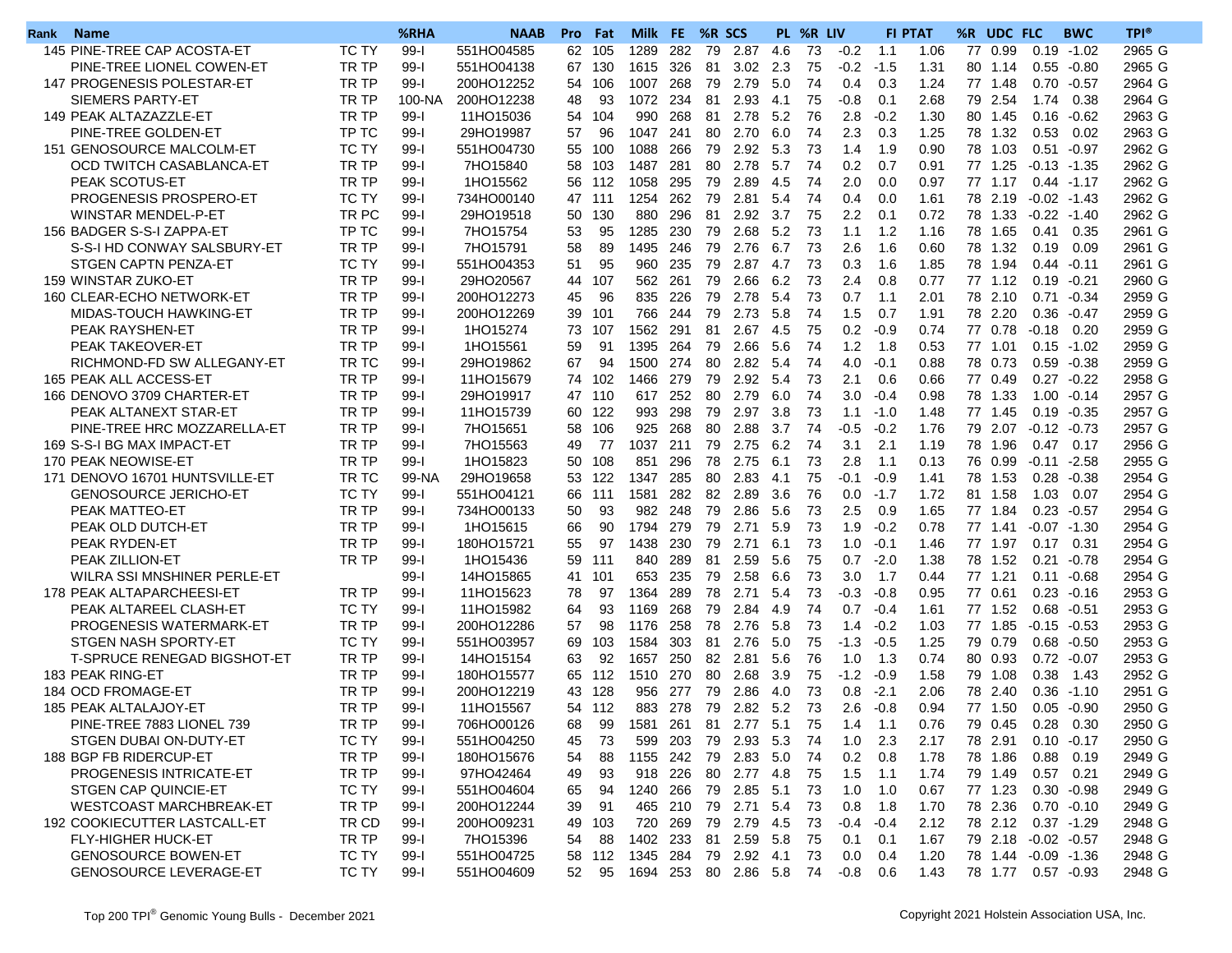| Rank | Name | | %RHA | NAAB | Pro | Fat | Milk | FE | %R | SCS | PL | %R | LIV | FI | PTAT | %R | UDC | FLC | BWC | TPI® |
|---|---|---|---|---|---|---|---|---|---|---|---|---|---|---|---|---|---|---|---|---|
| 145 | PINE-TREE CAP ACOSTA-ET | TC TY | 99-I | 551HO04585 | 62 | 105 | 1289 | 282 | 79 | 2.87 | 4.6 | 73 | -0.2 | 1.1 | 1.06 | 77 | 0.99 | 0.19 | -1.02 | 2965 G |
| | PINE-TREE LIONEL COWEN-ET | TR TP | 99-I | 551HO04138 | 67 | 130 | 1615 | 326 | 81 | 3.02 | 2.3 | 75 | -0.2 | -1.5 | 1.31 | 80 | 1.14 | 0.55 | -0.80 | 2965 G |
| 147 | PROGENESIS POLESTAR-ET | TR TP | 99-I | 200HO12252 | 54 | 106 | 1007 | 268 | 79 | 2.79 | 5.0 | 74 | 0.4 | 0.3 | 1.24 | 77 | 1.48 | 0.70 | -0.57 | 2964 G |
| | SIEMERS PARTY-ET | TR TP | 100-NA | 200HO12238 | 48 | 93 | 1072 | 234 | 81 | 2.93 | 4.1 | 75 | -0.8 | 0.1 | 2.68 | 79 | 2.54 | 1.74 | 0.38 | 2964 G |
| 149 | PEAK ALTAZAZZLE-ET | TR TP | 99-I | 11HO15036 | 54 | 104 | 990 | 268 | 81 | 2.78 | 5.2 | 76 | 2.8 | -0.2 | 1.30 | 80 | 1.45 | 0.16 | -0.62 | 2963 G |
| | PINE-TREE GOLDEN-ET | TP TC | 99-I | 29HO19987 | 57 | 96 | 1047 | 241 | 80 | 2.70 | 6.0 | 74 | 2.3 | 0.3 | 1.25 | 78 | 1.32 | 0.53 | 0.02 | 2963 G |
| 151 | GENOSOURCE MALCOLM-ET | TC TY | 99-I | 551HO04730 | 55 | 100 | 1088 | 266 | 79 | 2.92 | 5.3 | 73 | 1.4 | 1.9 | 0.90 | 78 | 1.03 | 0.51 | -0.97 | 2962 G |
| | OCD TWITCH CASABLANCA-ET | TR TP | 99-I | 7HO15840 | 58 | 103 | 1487 | 281 | 80 | 2.78 | 5.7 | 74 | 0.2 | 0.7 | 0.91 | 77 | 1.25 | -0.13 | -1.35 | 2962 G |
| | PEAK SCOTUS-ET | TR TP | 99-I | 1HO15562 | 56 | 112 | 1058 | 295 | 79 | 2.89 | 4.5 | 74 | 2.0 | 0.0 | 0.97 | 77 | 1.17 | 0.44 | -1.17 | 2962 G |
| | PROGENESIS PROSPERO-ET | TC TY | 99-I | 734HO00140 | 47 | 111 | 1254 | 262 | 79 | 2.81 | 5.4 | 74 | 0.4 | 0.0 | 1.61 | 78 | 2.19 | -0.02 | -1.43 | 2962 G |
| | WINSTAR MENDEL-P-ET | TR PC | 99-I | 29HO19518 | 50 | 130 | 880 | 296 | 81 | 2.92 | 3.7 | 75 | 2.2 | 0.1 | 0.72 | 78 | 1.33 | -0.22 | -1.40 | 2962 G |
| 156 | BADGER S-S-I ZAPPA-ET | TP TC | 99-I | 7HO15754 | 53 | 95 | 1285 | 230 | 79 | 2.68 | 5.2 | 73 | 1.1 | 1.2 | 1.16 | 78 | 1.65 | 0.41 | 0.35 | 2961 G |
| | S-S-I HD CONWAY SALSBURY-ET | TR TP | 99-I | 7HO15791 | 58 | 89 | 1495 | 246 | 79 | 2.76 | 6.7 | 73 | 2.6 | 1.6 | 0.60 | 78 | 1.32 | 0.19 | 0.09 | 2961 G |
| | STGEN CAPTN PENZA-ET | TC TY | 99-I | 551HO04353 | 51 | 95 | 960 | 235 | 79 | 2.87 | 4.7 | 73 | 0.3 | 1.6 | 1.85 | 78 | 1.94 | 0.44 | -0.11 | 2961 G |
| 159 | WINSTAR ZUKO-ET | TR TP | 99-I | 29HO20567 | 44 | 107 | 562 | 261 | 79 | 2.66 | 6.2 | 73 | 2.4 | 0.8 | 0.77 | 77 | 1.12 | 0.19 | -0.21 | 2960 G |
| 160 | CLEAR-ECHO NETWORK-ET | TR TP | 99-I | 200HO12273 | 45 | 96 | 835 | 226 | 79 | 2.78 | 5.4 | 73 | 0.7 | 1.1 | 2.01 | 78 | 2.10 | 0.71 | -0.34 | 2959 G |
| | MIDAS-TOUCH HAWKING-ET | TR TP | 99-I | 200HO12269 | 39 | 101 | 766 | 244 | 79 | 2.73 | 5.8 | 74 | 1.5 | 0.7 | 1.91 | 78 | 2.20 | 0.36 | -0.47 | 2959 G |
| | PEAK RAYSHEN-ET | TR TP | 99-I | 1HO15274 | 73 | 107 | 1562 | 291 | 81 | 2.67 | 4.5 | 75 | 0.2 | -0.9 | 0.74 | 77 | 0.78 | -0.18 | 0.20 | 2959 G |
| | PEAK TAKEOVER-ET | TR TP | 99-I | 1HO15561 | 59 | 91 | 1395 | 264 | 79 | 2.66 | 5.6 | 74 | 1.2 | 1.8 | 0.53 | 77 | 1.01 | 0.15 | -1.02 | 2959 G |
| | RICHMOND-FD SW ALLEGANY-ET | TR TC | 99-I | 29HO19862 | 67 | 94 | 1500 | 274 | 80 | 2.82 | 5.4 | 74 | 4.0 | -0.1 | 0.88 | 78 | 0.73 | 0.59 | -0.38 | 2959 G |
| 165 | PEAK ALL ACCESS-ET | TR TP | 99-I | 11HO15679 | 74 | 102 | 1466 | 279 | 79 | 2.92 | 5.4 | 73 | 2.1 | 0.6 | 0.66 | 77 | 0.49 | 0.27 | -0.22 | 2958 G |
| 166 | DENOVO 3709 CHARTER-ET | TR TP | 99-I | 29HO19917 | 47 | 110 | 617 | 252 | 80 | 2.79 | 6.0 | 74 | 3.0 | -0.4 | 0.98 | 78 | 1.33 | 1.00 | -0.14 | 2957 G |
| | PEAK ALTANEXT STAR-ET | TR TP | 99-I | 11HO15739 | 60 | 122 | 993 | 298 | 79 | 2.97 | 3.8 | 73 | 1.1 | -1.0 | 1.48 | 77 | 1.45 | 0.19 | -0.35 | 2957 G |
| | PINE-TREE HRC MOZZARELLA-ET | TR TP | 99-I | 7HO15651 | 58 | 106 | 925 | 268 | 80 | 2.88 | 3.7 | 74 | -0.5 | -0.2 | 1.76 | 79 | 2.07 | -0.12 | -0.73 | 2957 G |
| 169 | S-S-I BG MAX IMPACT-ET | TR TP | 99-I | 7HO15563 | 49 | 77 | 1037 | 211 | 79 | 2.75 | 6.2 | 74 | 3.1 | 2.1 | 1.19 | 78 | 1.96 | 0.47 | 0.17 | 2956 G |
| 170 | PEAK NEOWISE-ET | TR TP | 99-I | 1HO15823 | 50 | 108 | 851 | 296 | 78 | 2.75 | 6.1 | 73 | 2.8 | 1.1 | 0.13 | 76 | 0.99 | -0.11 | -2.58 | 2955 G |
| 171 | DENOVO 16701 HUNTSVILLE-ET | TR TC | 99-NA | 29HO19658 | 53 | 122 | 1347 | 285 | 80 | 2.83 | 4.1 | 75 | -0.1 | -0.9 | 1.41 | 78 | 1.53 | 0.28 | -0.38 | 2954 G |
| | GENOSOURCE JERICHO-ET | TC TY | 99-I | 551HO04121 | 66 | 111 | 1581 | 282 | 82 | 2.89 | 3.6 | 76 | 0.0 | -1.7 | 1.72 | 81 | 1.58 | 1.03 | 0.07 | 2954 G |
| | PEAK MATTEO-ET | TR TP | 99-I | 734HO00133 | 50 | 93 | 982 | 248 | 79 | 2.86 | 5.6 | 73 | 2.5 | 0.9 | 1.65 | 77 | 1.84 | 0.23 | -0.57 | 2954 G |
| | PEAK OLD DUTCH-ET | TR TP | 99-I | 1HO15615 | 66 | 90 | 1794 | 279 | 79 | 2.71 | 5.9 | 73 | 1.9 | -0.2 | 0.78 | 77 | 1.41 | -0.07 | -1.30 | 2954 G |
| | PEAK RYDEN-ET | TR TP | 99-I | 180HO15721 | 55 | 97 | 1438 | 230 | 79 | 2.71 | 6.1 | 73 | 1.0 | -0.1 | 1.46 | 77 | 1.97 | 0.17 | 0.31 | 2954 G |
| | PEAK ZILLION-ET | TR TP | 99-I | 1HO15436 | 59 | 111 | 840 | 289 | 81 | 2.59 | 5.6 | 75 | 0.7 | -2.0 | 1.38 | 78 | 1.52 | 0.21 | -0.78 | 2954 G |
| | WILRA SSI MNSHINER PERLE-ET | | 99-I | 14HO15865 | 41 | 101 | 653 | 235 | 79 | 2.58 | 6.6 | 73 | 3.0 | 1.7 | 0.44 | 77 | 1.21 | 0.11 | -0.68 | 2954 G |
| 178 | PEAK ALTAPARCHEESI-ET | TR TP | 99-I | 11HO15623 | 78 | 97 | 1364 | 289 | 78 | 2.71 | 5.4 | 73 | -0.3 | -0.8 | 0.95 | 77 | 0.61 | 0.23 | -0.16 | 2953 G |
| | PEAK ALTAREEL CLASH-ET | TC TY | 99-I | 11HO15982 | 64 | 93 | 1169 | 268 | 79 | 2.84 | 4.9 | 74 | 0.7 | -0.4 | 1.61 | 77 | 1.52 | 0.68 | -0.51 | 2953 G |
| | PROGENESIS WATERMARK-ET | TR TP | 99-I | 200HO12286 | 57 | 98 | 1176 | 258 | 78 | 2.76 | 5.8 | 73 | 1.4 | -0.2 | 1.03 | 77 | 1.85 | -0.15 | -0.53 | 2953 G |
| | STGEN NASH SPORTY-ET | TC TY | 99-I | 551HO03957 | 69 | 103 | 1584 | 303 | 81 | 2.76 | 5.0 | 75 | -1.3 | -0.5 | 1.25 | 79 | 0.79 | 0.68 | -0.50 | 2953 G |
| | T-SPRUCE RENEGAD BIGSHOT-ET | TR TP | 99-I | 14HO15154 | 63 | 92 | 1657 | 250 | 82 | 2.81 | 5.6 | 76 | 1.0 | 1.3 | 0.74 | 80 | 0.93 | 0.72 | -0.07 | 2953 G |
| 183 | PEAK RING-ET | TR TP | 99-I | 180HO15577 | 65 | 112 | 1510 | 270 | 80 | 2.68 | 3.9 | 75 | -1.2 | -0.9 | 1.58 | 79 | 1.08 | 0.38 | 1.43 | 2952 G |
| 184 | OCD FROMAGE-ET | TR TP | 99-I | 200HO12219 | 43 | 128 | 956 | 277 | 79 | 2.86 | 4.0 | 73 | 0.8 | -2.1 | 2.06 | 78 | 2.40 | 0.36 | -1.10 | 2951 G |
| 185 | PEAK ALTALAJOY-ET | TR TP | 99-I | 11HO15567 | 54 | 112 | 883 | 278 | 79 | 2.82 | 5.2 | 73 | 2.6 | -0.8 | 0.94 | 77 | 1.50 | 0.05 | -0.90 | 2950 G |
| | PINE-TREE 7883 LIONEL 739 | TR TP | 99-I | 706HO00126 | 68 | 99 | 1581 | 261 | 81 | 2.77 | 5.1 | 75 | 1.4 | 1.1 | 0.76 | 79 | 0.45 | 0.28 | 0.30 | 2950 G |
| | STGEN DUBAI ON-DUTY-ET | TC TY | 99-I | 551HO04250 | 45 | 73 | 599 | 203 | 79 | 2.93 | 5.3 | 74 | 1.0 | 2.3 | 2.17 | 78 | 2.91 | 0.10 | -0.17 | 2950 G |
| 188 | BGP FB RIDERCUP-ET | TR TP | 99-I | 180HO15676 | 54 | 88 | 1155 | 242 | 79 | 2.83 | 5.0 | 74 | 0.2 | 0.8 | 1.78 | 78 | 1.86 | 0.88 | 0.19 | 2949 G |
| | PROGENESIS INTRICATE-ET | TR TP | 99-I | 97HO42464 | 49 | 93 | 918 | 226 | 80 | 2.77 | 4.8 | 75 | 1.5 | 1.1 | 1.74 | 79 | 1.49 | 0.57 | 0.21 | 2949 G |
| | STGEN CAP QUINCIE-ET | TC TY | 99-I | 551HO04604 | 65 | 94 | 1240 | 266 | 79 | 2.85 | 5.1 | 73 | 1.0 | 1.0 | 0.67 | 77 | 1.23 | 0.30 | -0.98 | 2949 G |
| | WESTCOAST MARCHBREAK-ET | TR TP | 99-I | 200HO12244 | 39 | 91 | 465 | 210 | 79 | 2.71 | 5.4 | 73 | 0.8 | 1.8 | 1.70 | 78 | 2.36 | 0.70 | -0.10 | 2949 G |
| 192 | COOKIECUTTER LASTCALL-ET | TR CD | 99-I | 200HO09231 | 49 | 103 | 720 | 269 | 79 | 2.79 | 4.5 | 73 | -0.4 | -0.4 | 2.12 | 78 | 2.12 | 0.37 | -1.29 | 2948 G |
| | FLY-HIGHER HUCK-ET | TR TP | 99-I | 7HO15396 | 54 | 88 | 1402 | 233 | 81 | 2.59 | 5.8 | 75 | 0.1 | 0.1 | 1.67 | 79 | 2.18 | -0.02 | -0.57 | 2948 G |
| | GENOSOURCE BOWEN-ET | TC TY | 99-I | 551HO04725 | 58 | 112 | 1345 | 284 | 79 | 2.92 | 4.1 | 73 | 0.0 | 0.4 | 1.20 | 78 | 1.44 | -0.09 | -1.36 | 2948 G |
| | GENOSOURCE LEVERAGE-ET | TC TY | 99-I | 551HO04609 | 52 | 95 | 1694 | 253 | 80 | 2.86 | 5.8 | 74 | -0.8 | 0.6 | 1.43 | 78 | 1.77 | 0.57 | -0.93 | 2948 G |

Top 200 TPI® Genomic Young Bulls - December 2021

Copyright 2021 Holstein Association USA, Inc.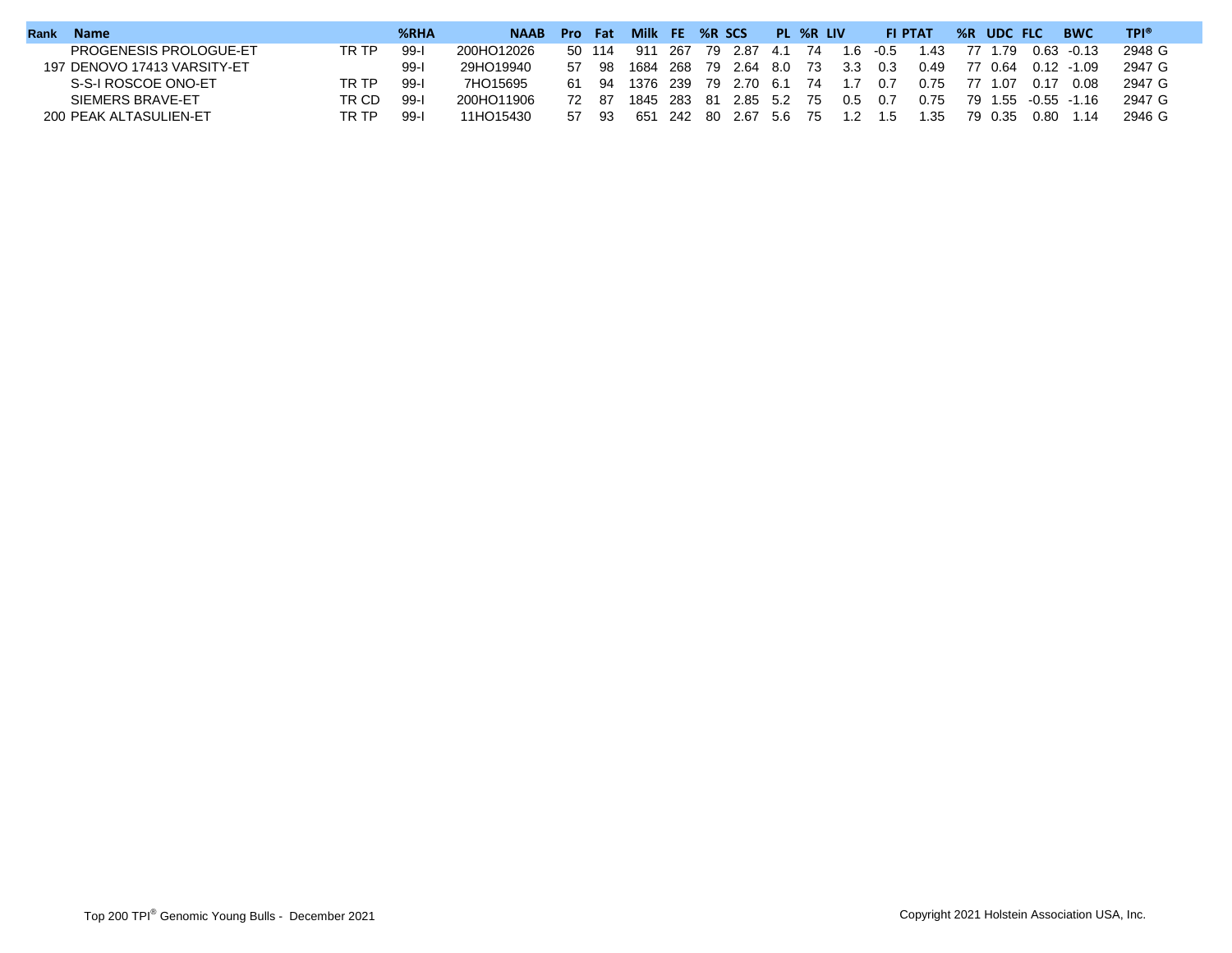| Rank | Name | | %RHA | NAAB | Pro | Fat | Milk | FE | %R | SCS | PL | %R | LIV | FI | PTAT | %R | UDC | FLC | BWC | TPI® |
|---|---|---|---|---|---|---|---|---|---|---|---|---|---|---|---|---|---|---|---|---|
| | PROGENESIS PROLOGUE-ET | TR TP | 99-I | 200HO12026 | 50 | 114 | 911 | 267 | 79 | 2.87 | 4.1 | 74 | 1.6 | -0.5 | 1.43 | 77 | 1.79 | 0.63 | -0.13 | 2948 G |
| 197 | DENOVO 17413 VARSITY-ET | | 99-I | 29HO19940 | 57 | 98 | 1684 | 268 | 79 | 2.64 | 8.0 | 73 | 3.3 | 0.3 | 0.49 | 77 | 0.64 | 0.12 | -1.09 | 2947 G |
| | S-S-I ROSCOE ONO-ET | TR TP | 99-I | 7HO15695 | 61 | 94 | 1376 | 239 | 79 | 2.70 | 6.1 | 74 | 1.7 | 0.7 | 0.75 | 77 | 1.07 | 0.17 | 0.08 | 2947 G |
| | SIEMERS BRAVE-ET | TR CD | 99-I | 200HO11906 | 72 | 87 | 1845 | 283 | 81 | 2.85 | 5.2 | 75 | 0.5 | 0.7 | 0.75 | 79 | 1.55 | -0.55 | -1.16 | 2947 G |
| 200 | PEAK ALTASULIEN-ET | TR TP | 99-I | 11HO15430 | 57 | 93 | 651 | 242 | 80 | 2.67 | 5.6 | 75 | 1.2 | 1.5 | 1.35 | 79 | 0.35 | 0.80 | 1.14 | 2946 G |

Top 200 TPI® Genomic Young Bulls - December 2021

Copyright 2021 Holstein Association USA, Inc.